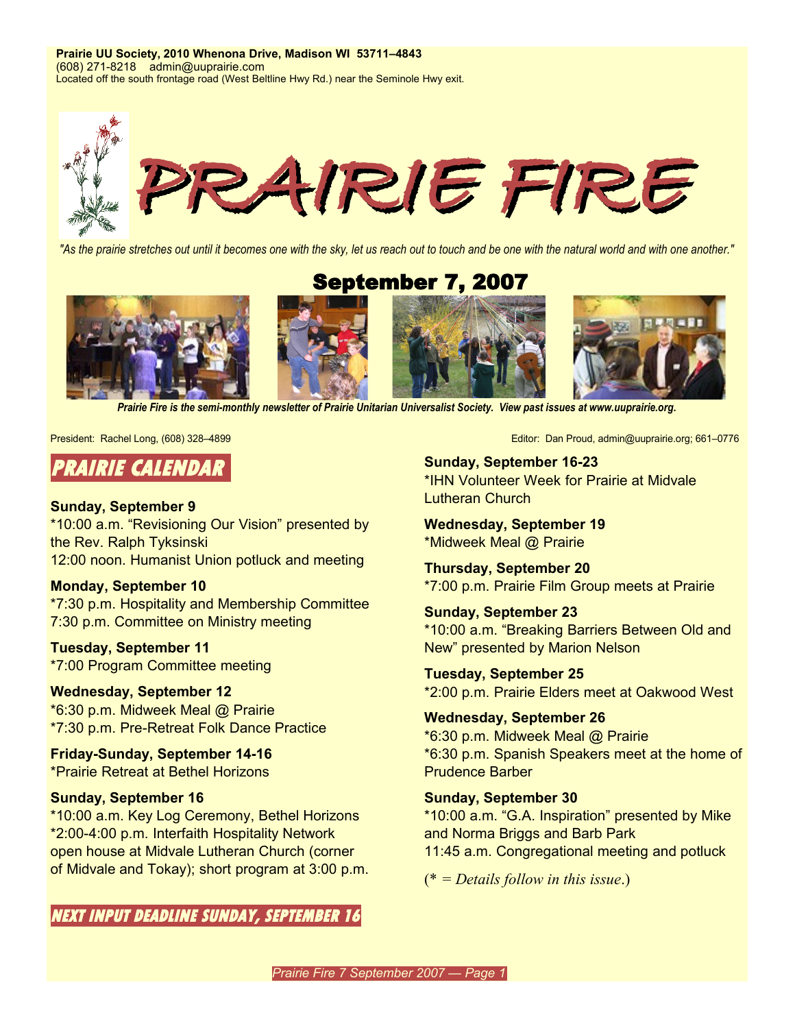**Prairie UU Society, 2010 Whenona Drive, Madison WI 53711–4843**
(608) 271-8218 admin@uuprairie.com
Located off the south frontage road (West Beltline Hwy Rd.) near the Seminole Hwy exit.

# PRAIRIE FIRE

*"As the prairie stretches out until it becomes one with the sky, let us reach out to touch and be one with the natural world and with one another."*

## September 7, 2007

***Prairie Fire is the semi-monthly newsletter of Prairie Unitarian Universalist Society. View past issues at www.uuprairie.org.***

President: Rachel Long, (608) 328–4899

Editor: Dan Proud, admin@uuprairie.org; 661–0776

## PRAIRIE CALENDAR

**Sunday, September 9**
*10:00 a.m. "Revisioning Our Vision" presented by the Rev. Ralph Tyksinski
12:00 noon. Humanist Union potluck and meeting

**Monday, September 10**
*7:30 p.m. Hospitality and Membership Committee
7:30 p.m. Committee on Ministry meeting

**Tuesday, September 11**
*7:00 Program Committee meeting

**Wednesday, September 12**
*6:30 p.m. Midweek Meal @ Prairie
*7:30 p.m. Pre-Retreat Folk Dance Practice

**Friday-Sunday, September 14-16**
*Prairie Retreat at Bethel Horizons

**Sunday, September 16**
*10:00 a.m. Key Log Ceremony, Bethel Horizons
*2:00-4:00 p.m. Interfaith Hospitality Network open house at Midvale Lutheran Church (corner of Midvale and Tokay); short program at 3:00 p.m.

**Sunday, September 16-23**
*IHN Volunteer Week for Prairie at Midvale Lutheran Church

**Wednesday, September 19**
*Midweek Meal @ Prairie

**Thursday, September 20**
*7:00 p.m. Prairie Film Group meets at Prairie

**Sunday, September 23**
*10:00 a.m. "Breaking Barriers Between Old and New" presented by Marion Nelson

**Tuesday, September 25**
*2:00 p.m. Prairie Elders meet at Oakwood West

**Wednesday, September 26**
*6:30 p.m. Midweek Meal @ Prairie
*6:30 p.m. Spanish Speakers meet at the home of Prudence Barber

**Sunday, September 30**
*10:00 a.m. "G.A. Inspiration" presented by Mike and Norma Briggs and Barb Park
11:45 a.m. Congregational meeting and potluck

(* = *Details follow in this issue*.)

## NEXT INPUT DEADLINE SUNDAY, SEPTEMBER 16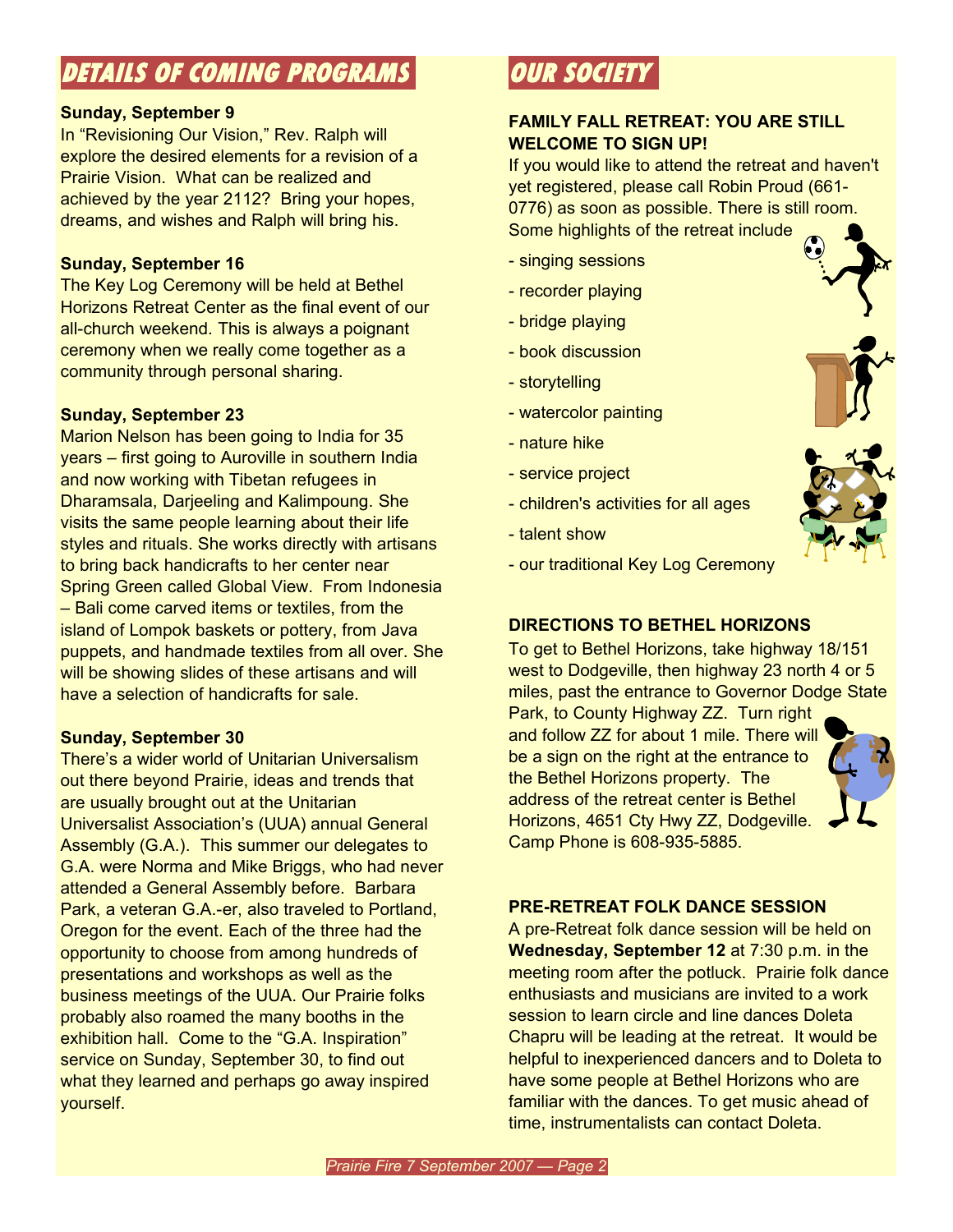## DETAILS OF COMING PROGRAMS

**Sunday, September 9**
In "Revisioning Our Vision," Rev. Ralph will explore the desired elements for a revision of a Prairie Vision. What can be realized and achieved by the year 2112? Bring your hopes, dreams, and wishes and Ralph will bring his.

**Sunday, September 16**
The Key Log Ceremony will be held at Bethel Horizons Retreat Center as the final event of our all-church weekend. This is always a poignant ceremony when we really come together as a community through personal sharing.

**Sunday, September 23**
Marion Nelson has been going to India for 35 years – first going to Auroville in southern India and now working with Tibetan refugees in Dharamsala, Darjeeling and Kalimpoung. She visits the same people learning about their life styles and rituals. She works directly with artisans to bring back handicrafts to her center near Spring Green called Global View. From Indonesia – Bali come carved items or textiles, from the island of Lompok baskets or pottery, from Java puppets, and handmade textiles from all over. She will be showing slides of these artisans and will have a selection of handicrafts for sale.

**Sunday, September 30**
There's a wider world of Unitarian Universalism out there beyond Prairie, ideas and trends that are usually brought out at the Unitarian Universalist Association's (UUA) annual General Assembly (G.A.). This summer our delegates to G.A. were Norma and Mike Briggs, who had never attended a General Assembly before. Barbara Park, a veteran G.A.-er, also traveled to Portland, Oregon for the event. Each of the three had the opportunity to choose from among hundreds of presentations and workshops as well as the business meetings of the UUA. Our Prairie folks probably also roamed the many booths in the exhibition hall. Come to the "G.A. Inspiration" service on Sunday, September 30, to find out what they learned and perhaps go away inspired yourself.

## OUR SOCIETY

**FAMILY FALL RETREAT: YOU ARE STILL WELCOME TO SIGN UP!**
If you would like to attend the retreat and haven't yet registered, please call Robin Proud (661-0776) as soon as possible. There is still room. Some highlights of the retreat include

- singing sessions
- recorder playing
- bridge playing
- book discussion
- storytelling
- watercolor painting
- nature hike
- service project
- children's activities for all ages
- talent show
- our traditional Key Log Ceremony

**DIRECTIONS TO BETHEL HORIZONS**
To get to Bethel Horizons, take highway 18/151 west to Dodgeville, then highway 23 north 4 or 5 miles, past the entrance to Governor Dodge State Park, to County Highway ZZ. Turn right and follow ZZ for about 1 mile. There will be a sign on the right at the entrance to the Bethel Horizons property. The address of the retreat center is Bethel Horizons, 4651 Cty Hwy ZZ, Dodgeville. Camp Phone is 608-935-5885.

**PRE-RETREAT FOLK DANCE SESSION**
A pre-Retreat folk dance session will be held on **Wednesday, September 12** at 7:30 p.m. in the meeting room after the potluck. Prairie folk dance enthusiasts and musicians are invited to a work session to learn circle and line dances Doleta Chapru will be leading at the retreat. It would be helpful to inexperienced dancers and to Doleta to have some people at Bethel Horizons who are familiar with the dances. To get music ahead of time, instrumentalists can contact Doleta.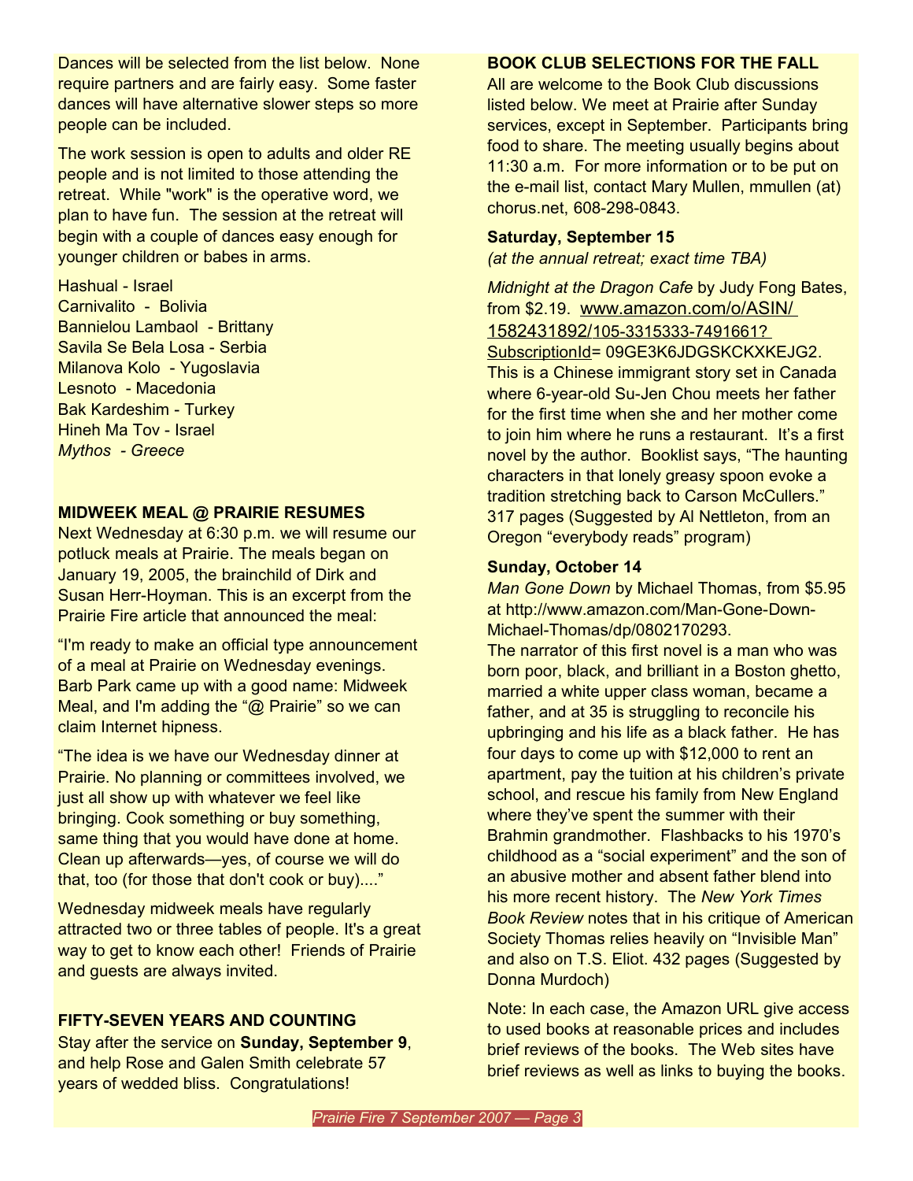Dances will be selected from the list below. None require partners and are fairly easy. Some faster dances will have alternative slower steps so more people can be included.

The work session is open to adults and older RE people and is not limited to those attending the retreat. While "work" is the operative word, we plan to have fun. The session at the retreat will begin with a couple of dances easy enough for younger children or babes in arms.

Hashual - Israel
Carnivalito - Bolivia
Bannielou Lambaol - Brittany
Savila Se Bela Losa - Serbia
Milanova Kolo - Yugoslavia
Lesnoto - Macedonia
Bak Kardeshim - Turkey
Hineh Ma Tov - Israel
*Mythos - Greece*

**MIDWEEK MEAL @ PRAIRIE RESUMES**

Next Wednesday at 6:30 p.m. we will resume our potluck meals at Prairie. The meals began on January 19, 2005, the brainchild of Dirk and Susan Herr-Hoyman. This is an excerpt from the Prairie Fire article that announced the meal:

"I'm ready to make an official type announcement of a meal at Prairie on Wednesday evenings. Barb Park came up with a good name: Midweek Meal, and I'm adding the "@ Prairie" so we can claim Internet hipness.

"The idea is we have our Wednesday dinner at Prairie. No planning or committees involved, we just all show up with whatever we feel like bringing. Cook something or buy something, same thing that you would have done at home. Clean up afterwards—yes, of course we will do that, too (for those that don't cook or buy)...."

Wednesday midweek meals have regularly attracted two or three tables of people. It's a great way to get to know each other! Friends of Prairie and guests are always invited.

**FIFTY-SEVEN YEARS AND COUNTING**

Stay after the service on **Sunday, September 9**, and help Rose and Galen Smith celebrate 57 years of wedded bliss. Congratulations!

**BOOK CLUB SELECTIONS FOR THE FALL**

All are welcome to the Book Club discussions listed below. We meet at Prairie after Sunday services, except in September. Participants bring food to share. The meeting usually begins about 11:30 a.m. For more information or to be put on the e-mail list, contact Mary Mullen, mmullen (at) chorus.net, 608-298-0843.

**Saturday, September 15**
*(at the annual retreat; exact time TBA)*

*Midnight at the Dragon Cafe* by Judy Fong Bates, from $2.19. www.amazon.com/o/ASIN/1582431892/105-3315333-7491661?SubscriptionId= 09GE3K6JDGSKCKXKEJG2. This is a Chinese immigrant story set in Canada where 6-year-old Su-Jen Chou meets her father for the first time when she and her mother come to join him where he runs a restaurant. It's a first novel by the author. Booklist says, "The haunting characters in that lonely greasy spoon evoke a tradition stretching back to Carson McCullers." 317 pages (Suggested by Al Nettleton, from an Oregon "everybody reads" program)

**Sunday, October 14**

*Man Gone Down* by Michael Thomas, from $5.95 at http://www.amazon.com/Man-Gone-Down-Michael-Thomas/dp/0802170293.
The narrator of this first novel is a man who was born poor, black, and brilliant in a Boston ghetto, married a white upper class woman, became a father, and at 35 is struggling to reconcile his upbringing and his life as a black father. He has four days to come up with $12,000 to rent an apartment, pay the tuition at his children's private school, and rescue his family from New England where they've spent the summer with their Brahmin grandmother. Flashbacks to his 1970's childhood as a "social experiment" and the son of an abusive mother and absent father blend into his more recent history. The *New York Times Book Review* notes that in his critique of American Society Thomas relies heavily on "Invisible Man" and also on T.S. Eliot. 432 pages (Suggested by Donna Murdoch)

Note: In each case, the Amazon URL give access to used books at reasonable prices and includes brief reviews of the books. The Web sites have brief reviews as well as links to buying the books.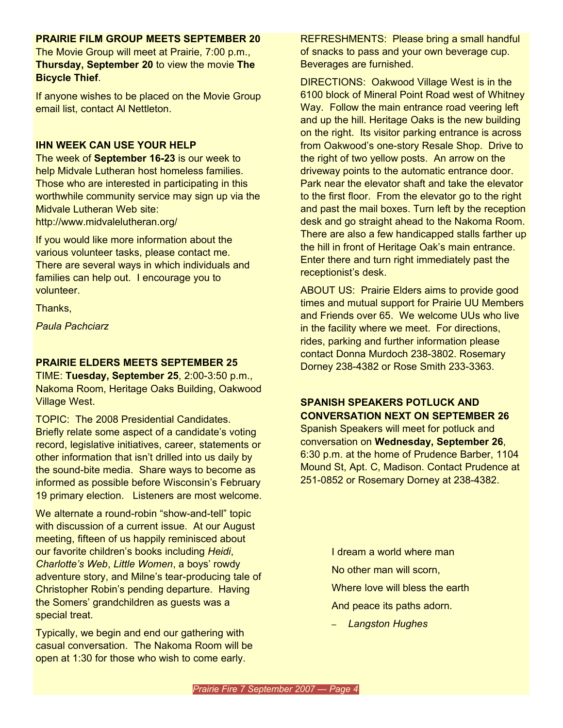**PRAIRIE FILM GROUP MEETS SEPTEMBER 20**

The Movie Group will meet at Prairie, 7:00 p.m., **Thursday, September 20** to view the movie **The Bicycle Thief**.

If anyone wishes to be placed on the Movie Group email list, contact Al Nettleton.

**IHN WEEK CAN USE YOUR HELP**

The week of **September 16-23** is our week to help Midvale Lutheran host homeless families. Those who are interested in participating in this worthwhile community service may sign up via the Midvale Lutheran Web site: http://www.midvalelutheran.org/

If you would like more information about the various volunteer tasks, please contact me. There are several ways in which individuals and families can help out. I encourage you to volunteer.

Thanks,

*Paula Pachciarz*

**PRAIRIE ELDERS MEETS SEPTEMBER 25**

TIME: **Tuesday, September 25**, 2:00-3:50 p.m., Nakoma Room, Heritage Oaks Building, Oakwood Village West.

TOPIC: The 2008 Presidential Candidates. Briefly relate some aspect of a candidate's voting record, legislative initiatives, career, statements or other information that isn't drilled into us daily by the sound-bite media. Share ways to become as informed as possible before Wisconsin's February 19 primary election. Listeners are most welcome.

We alternate a round-robin "show-and-tell" topic with discussion of a current issue. At our August meeting, fifteen of us happily reminisced about our favorite children's books including *Heidi*, *Charlotte's Web*, *Little Women*, a boys' rowdy adventure story, and Milne's tear-producing tale of Christopher Robin's pending departure. Having the Somers' grandchildren as guests was a special treat.

Typically, we begin and end our gathering with casual conversation. The Nakoma Room will be open at 1:30 for those who wish to come early.

REFRESHMENTS: Please bring a small handful of snacks to pass and your own beverage cup. Beverages are furnished.

DIRECTIONS: Oakwood Village West is in the 6100 block of Mineral Point Road west of Whitney Way. Follow the main entrance road veering left and up the hill. Heritage Oaks is the new building on the right. Its visitor parking entrance is across from Oakwood's one-story Resale Shop. Drive to the right of two yellow posts. An arrow on the driveway points to the automatic entrance door. Park near the elevator shaft and take the elevator to the first floor. From the elevator go to the right and past the mail boxes. Turn left by the reception desk and go straight ahead to the Nakoma Room. There are also a few handicapped stalls farther up the hill in front of Heritage Oak's main entrance. Enter there and turn right immediately past the receptionist's desk.

ABOUT US: Prairie Elders aims to provide good times and mutual support for Prairie UU Members and Friends over 65. We welcome UUs who live in the facility where we meet. For directions, rides, parking and further information please contact Donna Murdoch 238-3802. Rosemary Dorney 238-4382 or Rose Smith 233-3363.

**SPANISH SPEAKERS POTLUCK AND CONVERSATION NEXT ON SEPTEMBER 26**

Spanish Speakers will meet for potluck and conversation on **Wednesday, September 26**, 6:30 p.m. at the home of Prudence Barber, 1104 Mound St, Apt. C, Madison. Contact Prudence at 251-0852 or Rosemary Dorney at 238-4382.

I dream a world where man

No other man will scorn,

Where love will bless the earth

And peace its paths adorn.

– *Langston Hughes*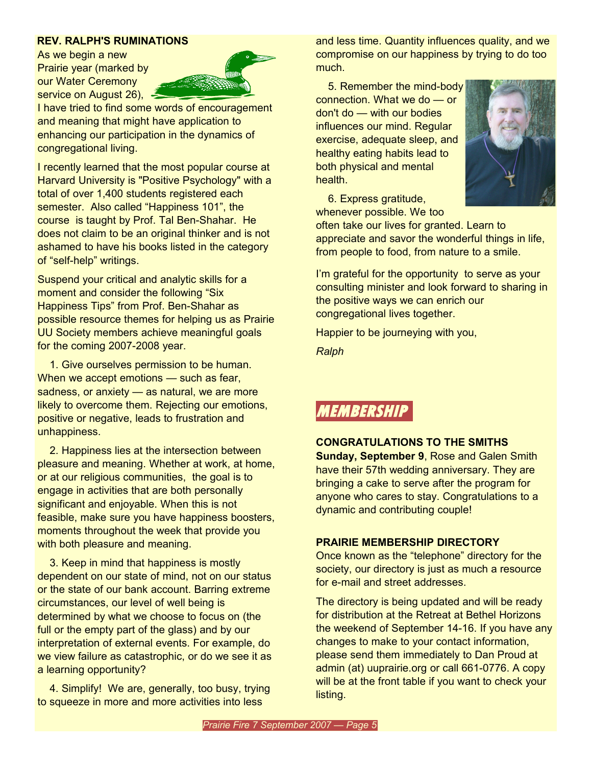## REV. RALPH'S RUMINATIONS

As we begin a new Prairie year (marked by our Water Ceremony service on August 26), I have tried to find some words of encouragement and meaning that might have application to enhancing our participation in the dynamics of congregational living.

I recently learned that the most popular course at Harvard University is "Positive Psychology" with a total of over 1,400 students registered each semester. Also called "Happiness 101", the course is taught by Prof. Tal Ben-Shahar. He does not claim to be an original thinker and is not ashamed to have his books listed in the category of "self-help" writings.

Suspend your critical and analytic skills for a moment and consider the following "Six Happiness Tips" from Prof. Ben-Shahar as possible resource themes for helping us as Prairie UU Society members achieve meaningful goals for the coming 2007-2008 year.

1. Give ourselves permission to be human. When we accept emotions — such as fear, sadness, or anxiety — as natural, we are more likely to overcome them. Rejecting our emotions, positive or negative, leads to frustration and unhappiness.

2. Happiness lies at the intersection between pleasure and meaning. Whether at work, at home, or at our religious communities, the goal is to engage in activities that are both personally significant and enjoyable. When this is not feasible, make sure you have happiness boosters, moments throughout the week that provide you with both pleasure and meaning.

3. Keep in mind that happiness is mostly dependent on our state of mind, not on our status or the state of our bank account. Barring extreme circumstances, our level of well being is determined by what we choose to focus on (the full or the empty part of the glass) and by our interpretation of external events. For example, do we view failure as catastrophic, or do we see it as a learning opportunity?

4. Simplify! We are, generally, too busy, trying to squeeze in more and more activities into less and less time. Quantity influences quality, and we compromise on our happiness by trying to do too much.

5. Remember the mind-body connection. What we do — or don't do — with our bodies influences our mind. Regular exercise, adequate sleep, and healthy eating habits lead to both physical and mental health.

6. Express gratitude, whenever possible. We too often take our lives for granted. Learn to appreciate and savor the wonderful things in life, from people to food, from nature to a smile.

I'm grateful for the opportunity to serve as your consulting minister and look forward to sharing in the positive ways we can enrich our congregational lives together.

Happier to be journeying with you,

*Ralph*

# MEMBERSHIP

### CONGRATULATIONS TO THE SMITHS

**Sunday, September 9**, Rose and Galen Smith have their 57th wedding anniversary. They are bringing a cake to serve after the program for anyone who cares to stay. Congratulations to a dynamic and contributing couple!

### PRAIRIE MEMBERSHIP DIRECTORY

Once known as the "telephone" directory for the society, our directory is just as much a resource for e-mail and street addresses.

The directory is being updated and will be ready for distribution at the Retreat at Bethel Horizons the weekend of September 14-16. If you have any changes to make to your contact information, please send them immediately to Dan Proud at admin (at) uuprairie.org or call 661-0776. A copy will be at the front table if you want to check your listing.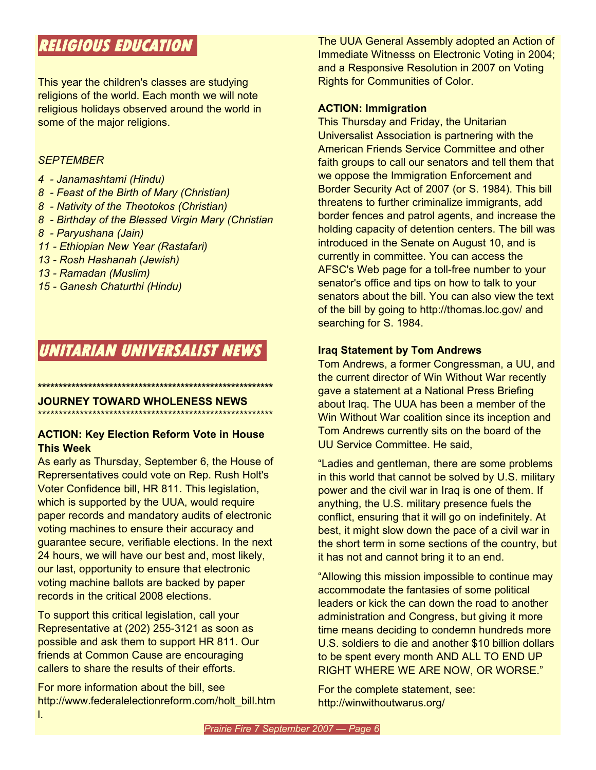## RELIGIOUS EDUCATION

This year the children's classes are studying religions of the world. Each month we will note religious holidays observed around the world in some of the major religions.

*SEPTEMBER*

*4 - Janamashtami (Hindu)*
*8 - Feast of the Birth of Mary (Christian)*
*8 - Nativity of the Theotokos (Christian)*
*8 - Birthday of the Blessed Virgin Mary (Christian*
*8 - Paryushana (Jain)*
*11 - Ethiopian New Year (Rastafari)*
*13 - Rosh Hashanah (Jewish)*
*13 - Ramadan (Muslim)*
*15 - Ganesh Chaturthi (Hindu)*

## UNITARIAN UNIVERSALIST NEWS

**************************************************************
**JOURNEY TOWARD WHOLENESS NEWS**
**************************************************************

**ACTION: Key Election Reform Vote in House This Week**

As early as Thursday, September 6, the House of Reprersentatives could vote on Rep. Rush Holt's Voter Confidence bill, HR 811. This legislation, which is supported by the UUA, would require paper records and mandatory audits of electronic voting machines to ensure their accuracy and guarantee secure, verifiable elections. In the next 24 hours, we will have our best and, most likely, our last, opportunity to ensure that electronic voting machine ballots are backed by paper records in the critical 2008 elections.

To support this critical legislation, call your Representative at (202) 255-3121 as soon as possible and ask them to support HR 811. Our friends at Common Cause are encouraging callers to share the results of their efforts.

For more information about the bill, see http://www.federalelectionreform.com/holt_bill.html.

The UUA General Assembly adopted an Action of Immediate Witnesss on Electronic Voting in 2004; and a Responsive Resolution in 2007 on Voting Rights for Communities of Color.

**ACTION: Immigration**

This Thursday and Friday, the Unitarian Universalist Association is partnering with the American Friends Service Committee and other faith groups to call our senators and tell them that we oppose the Immigration Enforcement and Border Security Act of 2007 (or S. 1984). This bill threatens to further criminalize immigrants, add border fences and patrol agents, and increase the holding capacity of detention centers. The bill was introduced in the Senate on August 10, and is currently in committee. You can access the AFSC's Web page for a toll-free number to your senator's office and tips on how to talk to your senators about the bill. You can also view the text of the bill by going to http://thomas.loc.gov/ and searching for S. 1984.

**Iraq Statement by Tom Andrews**

Tom Andrews, a former Congressman, a UU, and the current director of Win Without War recently gave a statement at a National Press Briefing about Iraq. The UUA has been a member of the Win Without War coalition since its inception and Tom Andrews currently sits on the board of the UU Service Committee. He said,

"Ladies and gentleman, there are some problems in this world that cannot be solved by U.S. military power and the civil war in Iraq is one of them. If anything, the U.S. military presence fuels the conflict, ensuring that it will go on indefinitely. At best, it might slow down the pace of a civil war in the short term in some sections of the country, but it has not and cannot bring it to an end.

"Allowing this mission impossible to continue may accommodate the fantasies of some political leaders or kick the can down the road to another administration and Congress, but giving it more time means deciding to condemn hundreds more U.S. soldiers to die and another $10 billion dollars to be spent every month AND ALL TO END UP RIGHT WHERE WE ARE NOW, OR WORSE."

For the complete statement, see: http://winwithoutwarus.org/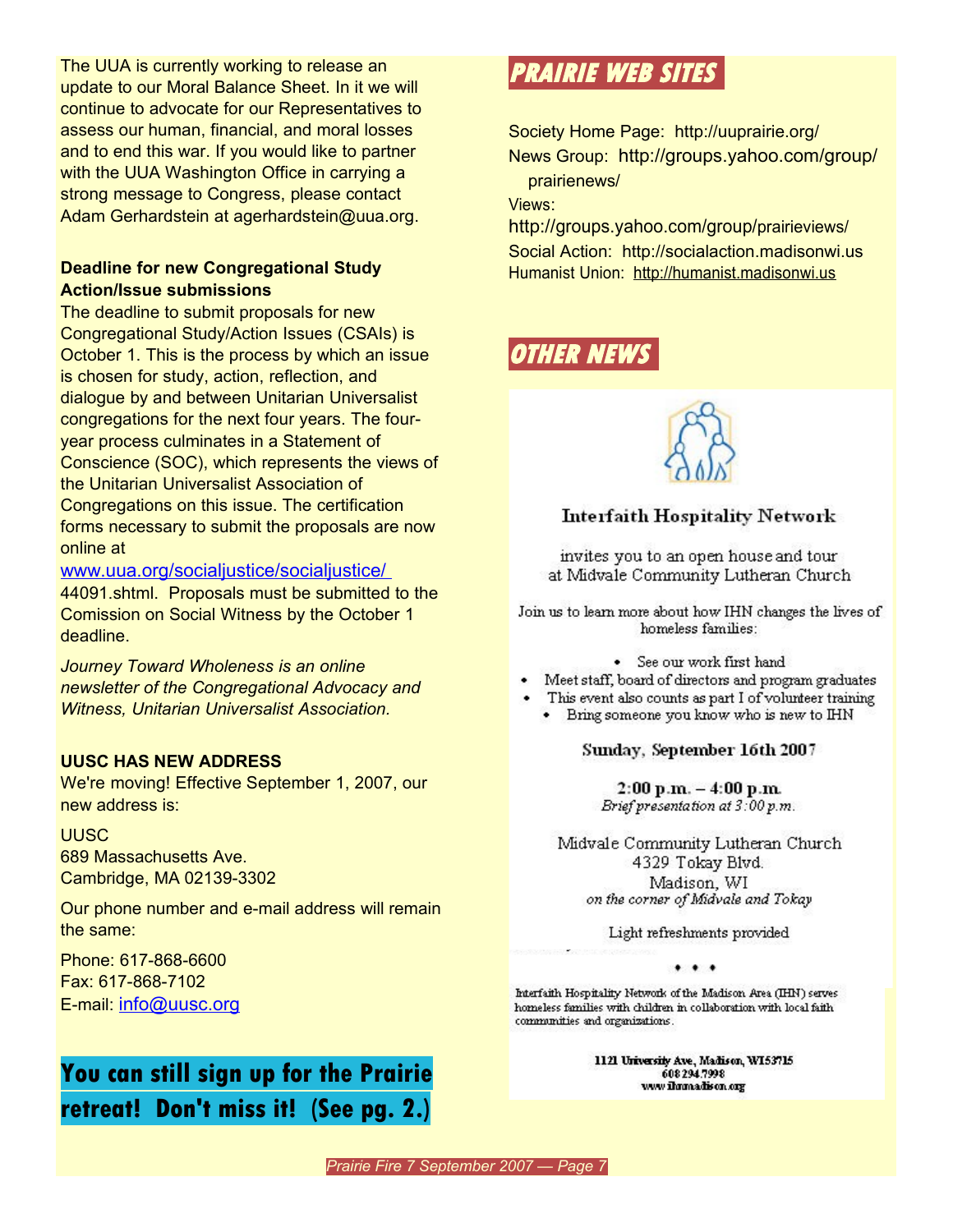The UUA is currently working to release an update to our Moral Balance Sheet. In it we will continue to advocate for our Representatives to assess our human, financial, and moral losses and to end this war. If you would like to partner with the UUA Washington Office in carrying a strong message to Congress, please contact Adam Gerhardstein at agerhardstein@uua.org.

**Deadline for new Congregational Study Action/Issue submissions**

The deadline to submit proposals for new Congregational Study/Action Issues (CSAIs) is October 1. This is the process by which an issue is chosen for study, action, reflection, and dialogue by and between Unitarian Universalist congregations for the next four years. The four-year process culminates in a Statement of Conscience (SOC), which represents the views of the Unitarian Universalist Association of Congregations on this issue. The certification forms necessary to submit the proposals are now online at www.uua.org/socialjustice/socialjustice/44091.shtml. Proposals must be submitted to the Comission on Social Witness by the October 1 deadline.

*Journey Toward Wholeness is an online newsletter of the Congregational Advocacy and Witness, Unitarian Universalist Association.*

**UUSC HAS NEW ADDRESS**

We're moving! Effective September 1, 2007, our new address is:

UUSC
689 Massachusetts Ave.
Cambridge, MA 02139-3302

Our phone number and e-mail address will remain the same:

Phone: 617-868-6600
Fax: 617-868-7102
E-mail: info@uusc.org

**You can still sign up for the Prairie retreat! Don't miss it! (See pg. 2.)**

## PRAIRIE WEB SITES

Society Home Page: http://uuprairie.org/
News Group: http://groups.yahoo.com/group/prairienews/
Views: http://groups.yahoo.com/group/prairieviews/
Social Action: http://socialaction.madisonwi.us
Humanist Union: http://humanist.madisonwi.us

## OTHER NEWS

**Interfaith Hospitality Network**

invites you to an open house and tour at Midvale Community Lutheran Church

Join us to learn more about how IHN changes the lives of homeless families:

- See our work first hand
- Meet staff, board of directors and program graduates
- This event also counts as part I of volunteer training
- Bring someone you know who is new to IHN

**Sunday, September 16th 2007**

**2:00 p.m. – 4:00 p.m.**
*Brief presentation at 3:00 p.m.*

Midvale Community Lutheran Church
4329 Tokay Blvd.
Madison, WI
*on the corner of Midvale and Tokay*

Light refreshments provided

• • •

Interfaith Hospitality Network of the Madison Area (IHN) serves homeless families with children in collaboration with local faith communities and organizations.

**1121 University Ave, Madison, WI 53715**
**608 294.7998**
**www.ihnmadison.org**